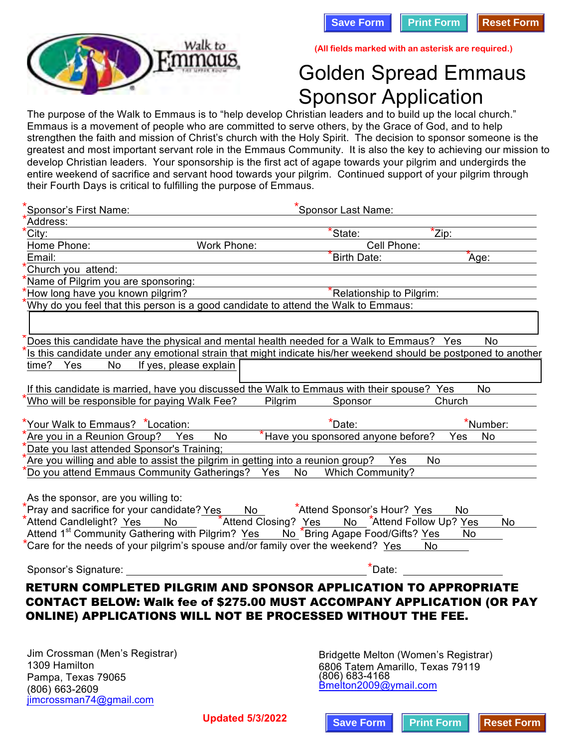Save Form | Print Form | Reset Form

(All fields marked with an asterisk are required.)

# Golden Spread Emmaus Sponsor Application

The purpose of the Walk to Emmaus is to "help develop Christian leaders and to build up the local church." Emmaus is a movement of people who are committed to serve others, by the Grace of God, and to help strengthen the faith and mission of Christ's church with the Holy Spirit. The decision to sponsor someone is the greatest and most important servant role in the Emmaus Community. It is also the key to achieving our mission to develop Christian leaders. Your sponsorship is the first act of agape towards your pilgrim and undergirds the entire weekend of sacrifice and servant hood towards your pilgrim. Continued support of your pilgrim through their Fourth Days is critical to fulfilling the purpose of Emmaus.

*Sponsor's First Name: ______________________ *Sponsor Last Name: ______________________

*Address: ______________________

*City: ______________________ *State: __________ *Zip: __________

Home Phone: ______________ Work Phone: ______________ Cell Phone: ______________

Email: ______________________ *Birth Date: __________ *Age: ______

*Church you attend: ______________________

*Name of Pilgrim you are sponsoring: ______________________

*How long have you known pilgrim? ______________ *Relationship to Pilgrim: ______________

*Why do you feel that this person is a good candidate to attend the Walk to Emmaus:

______________________

*Does this candidate have the physical and mental health needed for a Walk to Emmaus? Yes No

*Is this candidate under any emotional strain that might indicate his/her weekend should be postponed to another time? Yes No If yes, please explain ______________________

If this candidate is married, have you discussed the Walk to Emmaus with their spouse? Yes No

*Who will be responsible for paying Walk Fee? Pilgrim Sponsor Church

*Your Walk to Emmaus? *Location: ______________ *Date: __________ *Number: ______

*Are you in a Reunion Group? Yes No *Have you sponsored anyone before? Yes No

*Date you last attended Sponsor's Training; ______________________

*Are you willing and able to assist the pilgrim in getting into a reunion group? Yes No

*Do you attend Emmaus Community Gatherings? Yes No Which Community? ______________

As the sponsor, are you willing to:

*Pray and sacrifice for your candidate? Yes No *Attend Sponsor's Hour? Yes No

*Attend Candlelight? Yes No *Attend Closing? Yes No *Attend Follow Up? Yes No

Attend 1st Community Gathering with Pilgrim? Yes No *Bring Agape Food/Gifts? Yes No

*Care for the needs of your pilgrim's spouse and/or family over the weekend? Yes No

Sponsor's Signature: ______________________ *Date: __________

**RETURN COMPLETED PILGRIM AND SPONSOR APPLICATION TO APPROPRIATE CONTACT BELOW: Walk fee of $275.00 MUST ACCOMPANY APPLICATION (OR PAY ONLINE) APPLICATIONS WILL NOT BE PROCESSED WITHOUT THE FEE.**

Jim Crossman (Men's Registrar)
1309 Hamilton
Pampa, Texas 79065
(806) 663-2609
jimcrossman74@gmail.com

Bridgette Melton (Women's Registrar)
6806 Tatem Amarillo, Texas 79119
(806) 683-4168
Bmelton2009@ymail.com

Updated 5/3/2022

Save Form | Print Form | Reset Form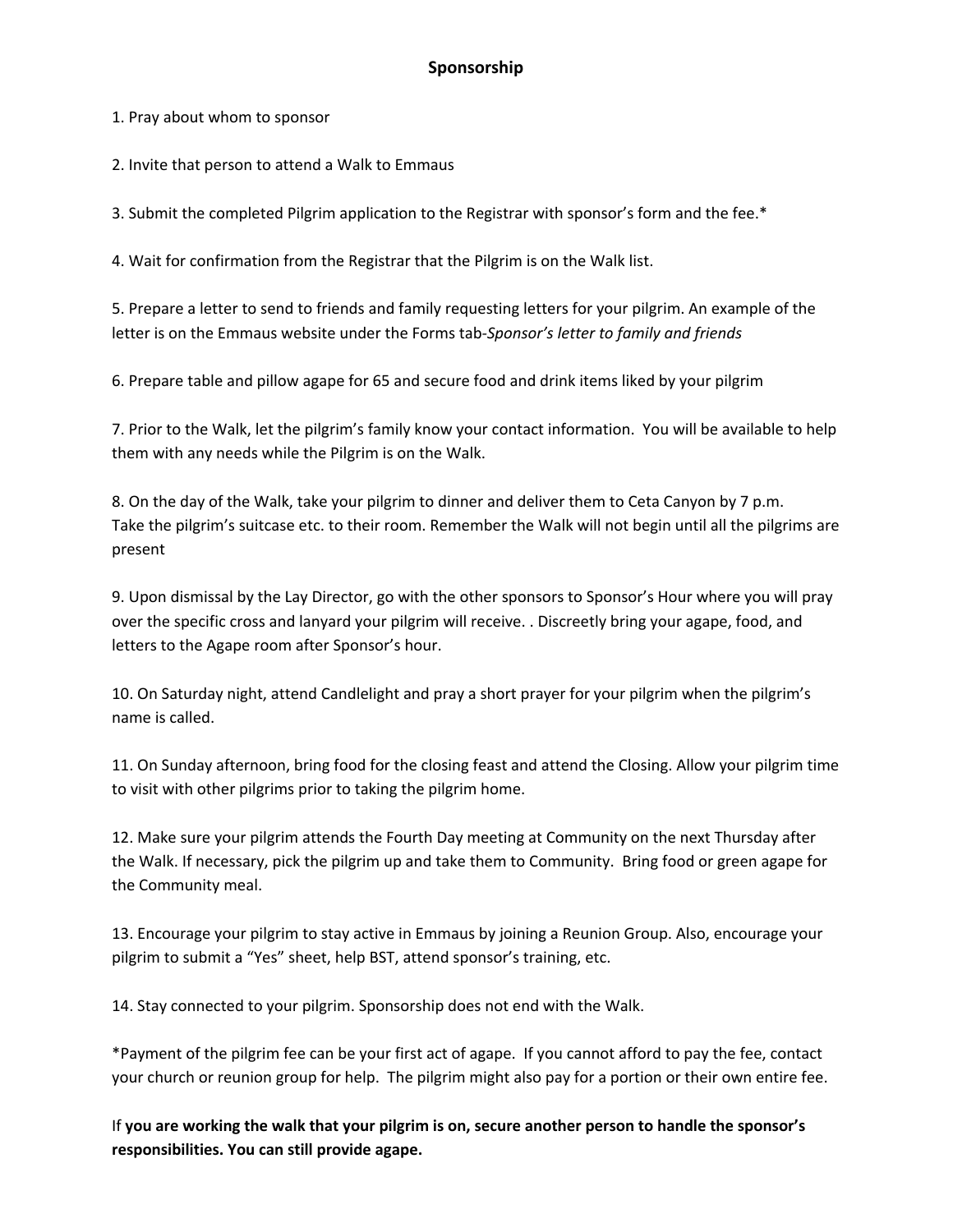# Sponsorship

1. Pray about whom to sponsor

2. Invite that person to attend a Walk to Emmaus

3. Submit the completed Pilgrim application to the Registrar with sponsor's form and the fee.*

4. Wait for confirmation from the Registrar that the Pilgrim is on the Walk list.

5. Prepare a letter to send to friends and family requesting letters for your pilgrim. An example of the letter is on the Emmaus website under the Forms tab-*Sponsor's letter to family and friends*

6. Prepare table and pillow agape for 65 and secure food and drink items liked by your pilgrim

7. Prior to the Walk, let the pilgrim's family know your contact information. You will be available to help them with any needs while the Pilgrim is on the Walk.

8. On the day of the Walk, take your pilgrim to dinner and deliver them to Ceta Canyon by 7 p.m. Take the pilgrim's suitcase etc. to their room. Remember the Walk will not begin until all the pilgrims are present

9. Upon dismissal by the Lay Director, go with the other sponsors to Sponsor's Hour where you will pray over the specific cross and lanyard your pilgrim will receive. . Discreetly bring your agape, food, and letters to the Agape room after Sponsor's hour.

10. On Saturday night, attend Candlelight and pray a short prayer for your pilgrim when the pilgrim's name is called.

11. On Sunday afternoon, bring food for the closing feast and attend the Closing. Allow your pilgrim time to visit with other pilgrims prior to taking the pilgrim home.

12. Make sure your pilgrim attends the Fourth Day meeting at Community on the next Thursday after the Walk. If necessary, pick the pilgrim up and take them to Community. Bring food or green agape for the Community meal.

13. Encourage your pilgrim to stay active in Emmaus by joining a Reunion Group. Also, encourage your pilgrim to submit a "Yes" sheet, help BST, attend sponsor's training, etc.

14. Stay connected to your pilgrim. Sponsorship does not end with the Walk.

*Payment of the pilgrim fee can be your first act of agape. If you cannot afford to pay the fee, contact your church or reunion group for help. The pilgrim might also pay for a portion or their own entire fee.

If **you are working the walk that your pilgrim is on, secure another person to handle the sponsor's responsibilities. You can still provide agape.**